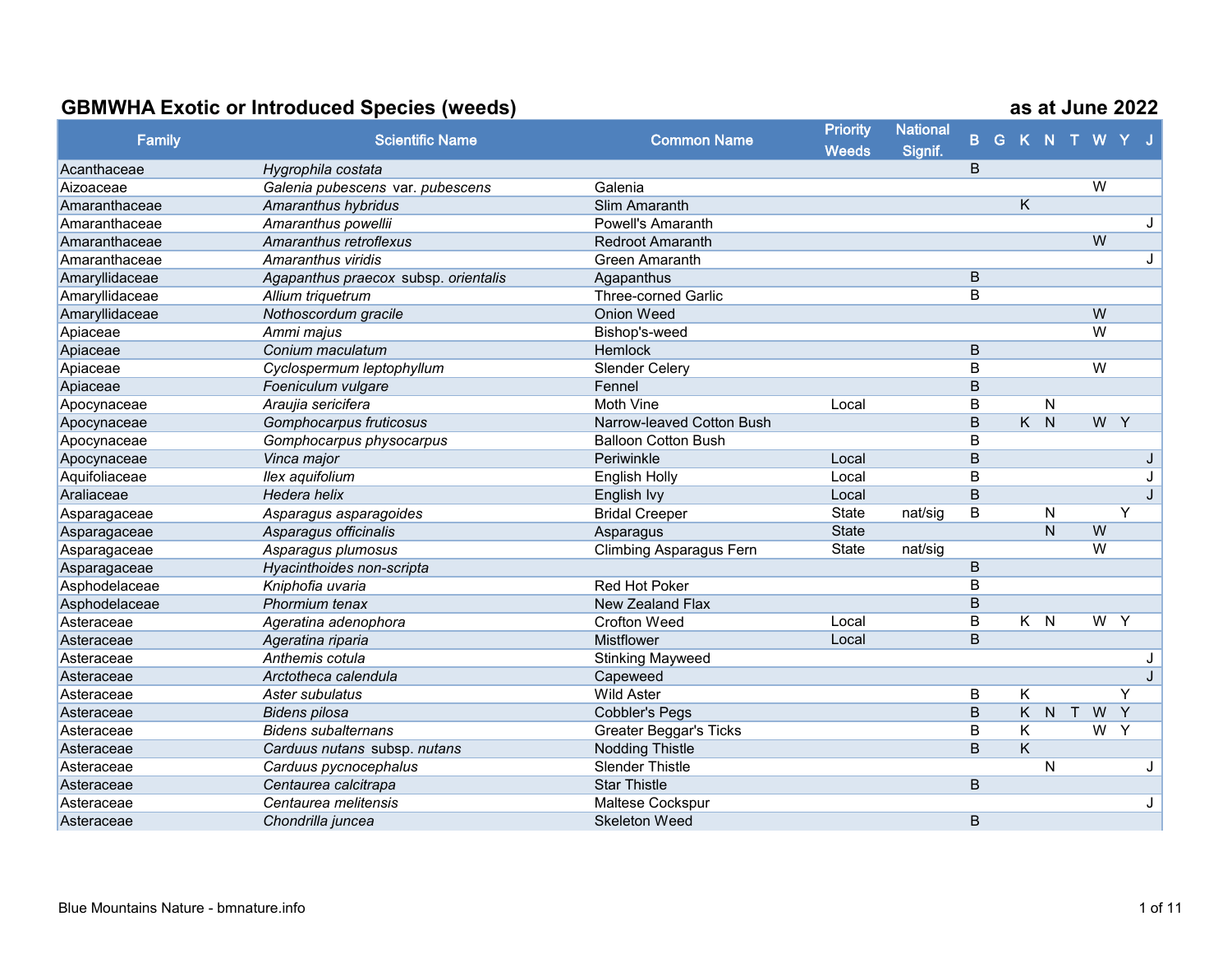## GBMWHA Exotic or Introduced Species (weeds) as at June 2022

| Family | Scientific Name | Common Name | Priority Weeds | National Signif. | B | G | K | N | T | W | Y | J |
|---|---|---|---|---|---|---|---|---|---|---|---|---|
| Acanthaceae | *Hygrophila costata* | | | | B | | | | | | | |
| Aizoaceae | *Galenia pubescens* var. *pubescens* | Galenia | | | | | | | | W | | |
| Amaranthaceae | *Amaranthus hybridus* | Slim Amaranth | | | | | K | | | | | |
| Amaranthaceae | *Amaranthus powellii* | Powell's Amaranth | | | | | | | | | | J |
| Amaranthaceae | *Amaranthus retroflexus* | Redroot Amaranth | | | | | | | | W | | |
| Amaranthaceae | *Amaranthus viridis* | Green Amaranth | | | | | | | | | | J |
| Amaryllidaceae | *Agapanthus praecox* subsp. *orientalis* | Agapanthus | | | B | | | | | | | |
| Amaryllidaceae | *Allium triquetrum* | Three-corned Garlic | | | B | | | | | | | |
| Amaryllidaceae | *Nothoscordum gracile* | Onion Weed | | | | | | | | W | | |
| Apiaceae | *Ammi majus* | Bishop's-weed | | | | | | | | W | | |
| Apiaceae | *Conium maculatum* | Hemlock | | | B | | | | | | | |
| Apiaceae | *Cyclospermum leptophyllum* | Slender Celery | | | B | | | | | W | | |
| Apiaceae | *Foeniculum vulgare* | Fennel | | | B | | | | | | | |
| Apocynaceae | *Araujia sericifera* | Moth Vine | Local | | B | | | N | | | | |
| Apocynaceae | *Gomphocarpus fruticosus* | Narrow-leaved Cotton Bush | | | B | | K | N | | W | Y | |
| Apocynaceae | *Gomphocarpus physocarpus* | Balloon Cotton Bush | | | B | | | | | | | |
| Apocynaceae | *Vinca major* | Periwinkle | Local | | B | | | | | | | J |
| Aquifoliaceae | *Ilex aquifolium* | English Holly | Local | | B | | | | | | | J |
| Araliaceae | *Hedera helix* | English Ivy | Local | | B | | | | | | | J |
| Asparagaceae | *Asparagus asparagoides* | Bridal Creeper | State | nat/sig | B | | | N | | | Y | |
| Asparagaceae | *Asparagus officinalis* | Asparagus | State | | | | | N | | W | | |
| Asparagaceae | *Asparagus plumosus* | Climbing Asparagus Fern | State | nat/sig | | | | | | W | | |
| Asparagaceae | *Hyacinthoides non-scripta* | | | | B | | | | | | | |
| Asphodelaceae | *Kniphofia uvaria* | Red Hot Poker | | | B | | | | | | | |
| Asphodelaceae | *Phormium tenax* | New Zealand Flax | | | B | | | | | | | |
| Asteraceae | *Ageratina adenophora* | Crofton Weed | Local | | B | | K | N | | W | Y | |
| Asteraceae | *Ageratina riparia* | Mistflower | Local | | B | | | | | | | |
| Asteraceae | *Anthemis cotula* | Stinking Mayweed | | | | | | | | | | J |
| Asteraceae | *Arctotheca calendula* | Capeweed | | | | | | | | | | J |
| Asteraceae | *Aster subulatus* | Wild Aster | | | B | | K | | | | Y | |
| Asteraceae | *Bidens pilosa* | Cobbler's Pegs | | | B | | K | N | T | W | Y | |
| Asteraceae | *Bidens subalternans* | Greater Beggar's Ticks | | | B | | K | | | W | Y | |
| Asteraceae | *Carduus nutans* subsp. *nutans* | Nodding Thistle | | | B | | K | | | | | |
| Asteraceae | *Carduus pycnocephalus* | Slender Thistle | | | | | | N | | | | J |
| Asteraceae | *Centaurea calcitrapa* | Star Thistle | | | B | | | | | | | |
| Asteraceae | *Centaurea melitensis* | Maltese Cockspur | | | | | | | | | | J |
| Asteraceae | *Chondrilla juncea* | Skeleton Weed | | | B | | | | | | | |

Blue Mountains Nature - bmnature.info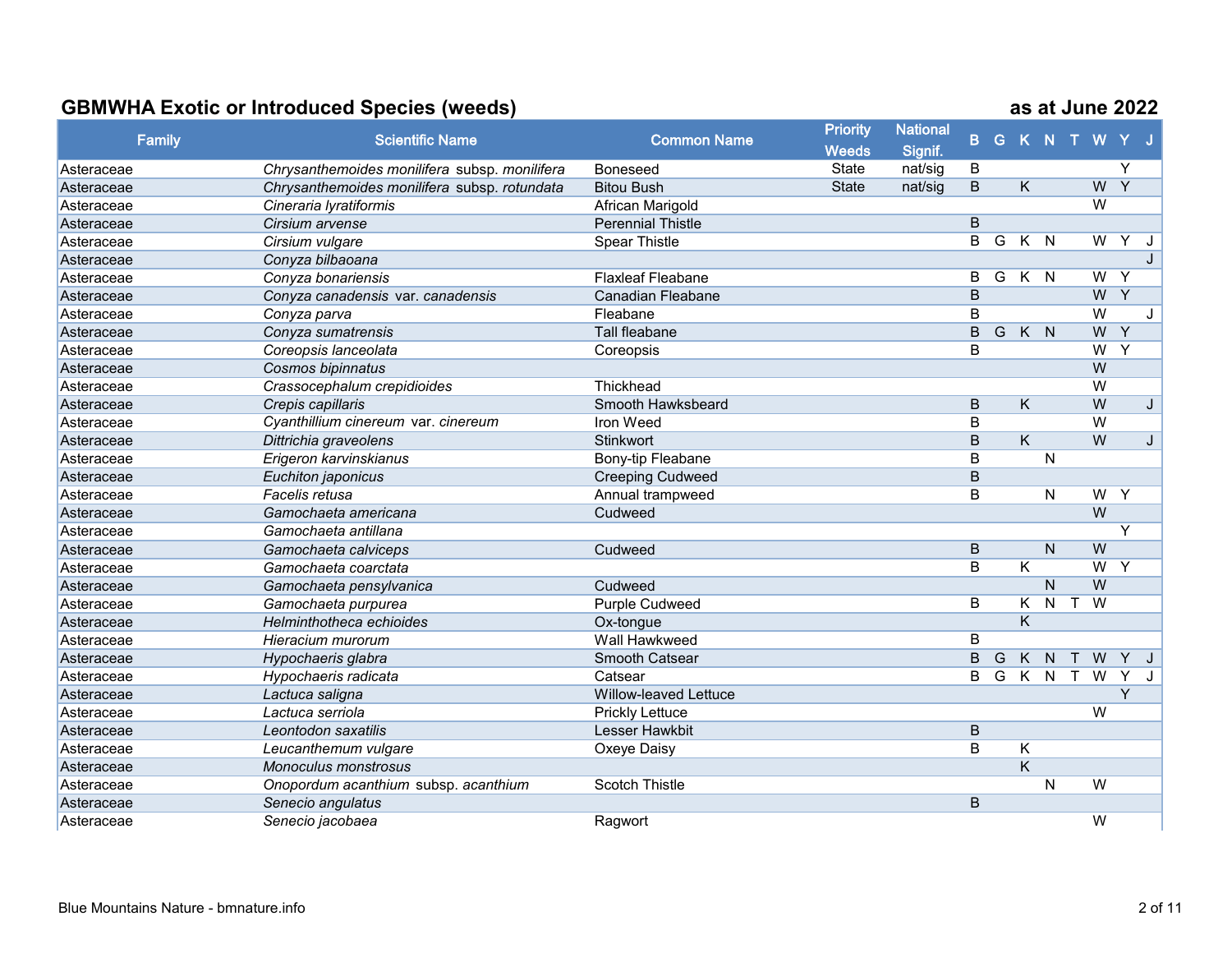## GBMWHA Exotic or Introduced Species (weeds) as at June 2022

| Family | Scientific Name | Common Name | Priority Weeds | National Signif. | B | G | K | N | T | W | Y | J |
|---|---|---|---|---|---|---|---|---|---|---|---|---|
| Asteraceae | *Chrysanthemoides monilifera* subsp. *monilifera* | Boneseed | State | nat/sig | B | | | | | | Y | |
| Asteraceae | *Chrysanthemoides monilifera* subsp. *rotundata* | Bitou Bush | State | nat/sig | B | | K | | | W | Y | |
| Asteraceae | *Cineraria lyratiformis* | African Marigold | | | | | | | | W | | |
| Asteraceae | *Cirsium arvense* | Perennial Thistle | | | B | | | | | | | |
| Asteraceae | *Cirsium vulgare* | Spear Thistle | | | B | G | K | N | | W | Y | J |
| Asteraceae | *Conyza bilbaoana* | | | | | | | | | | | J |
| Asteraceae | *Conyza bonariensis* | Flaxleaf Fleabane | | | B | G | K | N | | W | Y | |
| Asteraceae | *Conyza canadensis* var. *canadensis* | Canadian Fleabane | | | B | | | | | W | Y | |
| Asteraceae | *Conyza parva* | Fleabane | | | B | | | | | W | | J |
| Asteraceae | *Conyza sumatrensis* | Tall fleabane | | | B | G | K | N | | W | Y | |
| Asteraceae | *Coreopsis lanceolata* | Coreopsis | | | B | | | | | W | Y | |
| Asteraceae | *Cosmos bipinnatus* | | | | | | | | | W | | |
| Asteraceae | *Crassocephalum crepidioides* | Thickhead | | | | | | | | W | | |
| Asteraceae | *Crepis capillaris* | Smooth Hawksbeard | | | B | | K | | | W | | J |
| Asteraceae | *Cyanthillium cinereum* var. *cinereum* | Iron Weed | | | B | | | | | W | | |
| Asteraceae | *Dittrichia graveolens* | Stinkwort | | | B | | K | | | W | | J |
| Asteraceae | *Erigeron karvinskianus* | Bony-tip Fleabane | | | B | | | N | | | | |
| Asteraceae | *Euchiton japonicus* | Creeping Cudweed | | | B | | | | | | | |
| Asteraceae | *Facelis retusa* | Annual trampweed | | | B | | | N | | W | Y | |
| Asteraceae | *Gamochaeta americana* | Cudweed | | | | | | | | W | | |
| Asteraceae | *Gamochaeta antillana* | | | | | | | | | | Y | |
| Asteraceae | *Gamochaeta calviceps* | Cudweed | | | B | | | N | | W | | |
| Asteraceae | *Gamochaeta coarctata* | | | | B | | K | | | W | Y | |
| Asteraceae | *Gamochaeta pensylvanica* | Cudweed | | | | | | N | | W | | |
| Asteraceae | *Gamochaeta purpurea* | Purple Cudweed | | | B | | K | N | T | W | | |
| Asteraceae | *Helminthotheca echioides* | Ox-tongue | | | | | K | | | | | |
| Asteraceae | *Hieracium murorum* | Wall Hawkweed | | | B | | | | | | | |
| Asteraceae | *Hypochaeris glabra* | Smooth Catsear | | | B | G | K | N | T | W | Y | J |
| Asteraceae | *Hypochaeris radicata* | Catsear | | | B | G | K | N | T | W | Y | J |
| Asteraceae | *Lactuca saligna* | Willow-leaved Lettuce | | | | | | | | | Y | |
| Asteraceae | *Lactuca serriola* | Prickly Lettuce | | | | | | | | W | | |
| Asteraceae | *Leontodon saxatilis* | Lesser Hawkbit | | | B | | | | | | | |
| Asteraceae | *Leucanthemum vulgare* | Oxeye Daisy | | | B | | K | | | | | |
| Asteraceae | *Monoculus monstrosus* | | | | | | K | | | | | |
| Asteraceae | *Onopordum acanthium* subsp. *acanthium* | Scotch Thistle | | | | | | N | | W | | |
| Asteraceae | *Senecio angulatus* | | | | B | | | | | | | |
| Asteraceae | *Senecio jacobaea* | Ragwort | | | | | | | | W | | |

Blue Mountains Nature - bmnature.info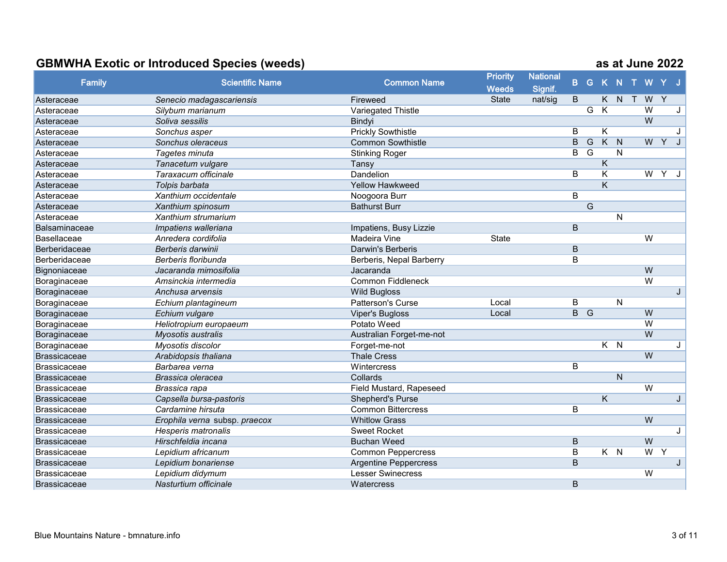## GBMWHA Exotic or Introduced Species (weeds) — as at June 2022

| Family | Scientific Name | Common Name | Priority Weeds | National Signif. | B | G | K | N | T | W | Y | J |
|---|---|---|---|---|---|---|---|---|---|---|---|---|
| Asteraceae | *Senecio madagascariensis* | Fireweed | State | nat/sig | B | | K | N | T | W | Y | |
| Asteraceae | *Silybum marianum* | Variegated Thistle | | | | G | K | | | W | | J |
| Asteraceae | *Soliva sessilis* | Bindyi | | | | | | | | W | | |
| Asteraceae | *Sonchus asper* | Prickly Sowthistle | | | B | | K | | | | | J |
| Asteraceae | *Sonchus oleraceus* | Common Sowthistle | | | B | G | K | N | | W | Y | J |
| Asteraceae | *Tagetes minuta* | Stinking Roger | | | B | G | | N | | | | |
| Asteraceae | *Tanacetum vulgare* | Tansy | | | | | K | | | | | |
| Asteraceae | *Taraxacum officinale* | Dandelion | | | B | | K | | | W | Y | J |
| Asteraceae | *Tolpis barbata* | Yellow Hawkweed | | | | | K | | | | | |
| Asteraceae | *Xanthium occidentale* | Noogoora Burr | | | B | | | | | | | |
| Asteraceae | *Xanthium spinosum* | Bathurst Burr | | | | G | | | | | | |
| Asteraceae | *Xanthium strumarium* | | | | | | | N | | | | |
| Balsaminaceae | *Impatiens walleriana* | Impatiens, Busy Lizzie | | | B | | | | | | | |
| Basellaceae | *Anredera cordifolia* | Madeira Vine | State | | | | | | | W | | |
| Berberidaceae | *Berberis darwinii* | Darwin's Berberis | | | B | | | | | | | |
| Berberidaceae | *Berberis floribunda* | Berberis, Nepal Barberry | | | B | | | | | | | |
| Bignoniaceae | *Jacaranda mimosifolia* | Jacaranda | | | | | | | | W | | |
| Boraginaceae | *Amsinckia intermedia* | Common Fiddleneck | | | | | | | | W | | |
| Boraginaceae | *Anchusa arvensis* | Wild Bugloss | | | | | | | | | | J |
| Boraginaceae | *Echium plantagineum* | Patterson's Curse | Local | | B | | | N | | | | |
| Boraginaceae | *Echium vulgare* | Viper's Bugloss | Local | | B | G | | | | W | | |
| Boraginaceae | *Heliotropium europaeum* | Potato Weed | | | | | | | | W | | |
| Boraginaceae | *Myosotis australis* | Australian Forget-me-not | | | | | | | | W | | |
| Boraginaceae | *Myosotis discolor* | Forget-me-not | | | | | K | N | | | | J |
| Brassicaceae | *Arabidopsis thaliana* | Thale Cress | | | | | | | | W | | |
| Brassicaceae | *Barbarea verna* | Wintercress | | | B | | | | | | | |
| Brassicaceae | *Brassica oleracea* | Collards | | | | | | N | | | | |
| Brassicaceae | *Brassica rapa* | Field Mustard, Rapeseed | | | | | | | | W | | |
| Brassicaceae | *Capsella bursa-pastoris* | Shepherd's Purse | | | | | K | | | | | J |
| Brassicaceae | *Cardamine hirsuta* | Common Bittercress | | | B | | | | | | | |
| Brassicaceae | *Erophila verna* subsp. *praecox* | Whitlow Grass | | | | | | | | W | | |
| Brassicaceae | *Hesperis matronalis* | Sweet Rocket | | | | | | | | | | J |
| Brassicaceae | *Hirschfeldia incana* | Buchan Weed | | | B | | | | | W | | |
| Brassicaceae | *Lepidium africanum* | Common Peppercress | | | B | | K | N | | W | Y | |
| Brassicaceae | *Lepidium bonariense* | Argentine Peppercress | | | B | | | | | | | J |
| Brassicaceae | *Lepidium didymum* | Lesser Swinecress | | | | | | | | W | | |
| Brassicaceae | *Nasturtium officinale* | Watercress | | | B | | | | | | | |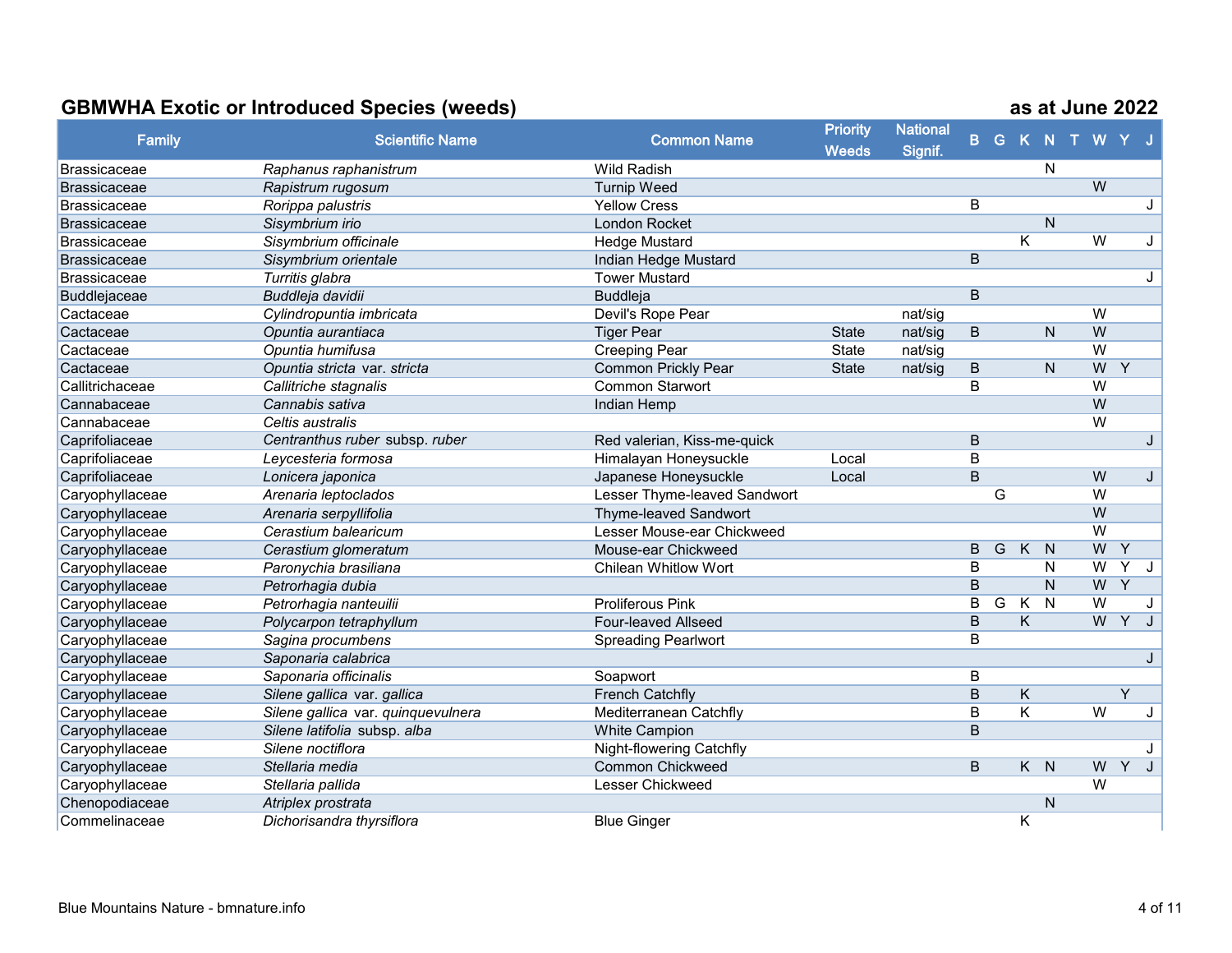## GBMWHA Exotic or Introduced Species (weeds)

as at June 2022

| Family | Scientific Name | Common Name | Priority Weeds | National Signif. | B | G | K | N | T | W | Y | J |
|---|---|---|---|---|---|---|---|---|---|---|---|---|
| Brassicaceae | *Raphanus raphanistrum* | Wild Radish | | | | | | N | | | | |
| Brassicaceae | *Rapistrum rugosum* | Turnip Weed | | | | | | | | W | | |
| Brassicaceae | *Rorippa palustris* | Yellow Cress | | | B | | | | | | | J |
| Brassicaceae | *Sisymbrium irio* | London Rocket | | | | | | N | | | | |
| Brassicaceae | *Sisymbrium officinale* | Hedge Mustard | | | | | K | | | W | | J |
| Brassicaceae | *Sisymbrium orientale* | Indian Hedge Mustard | | | B | | | | | | | |
| Brassicaceae | *Turritis glabra* | Tower Mustard | | | | | | | | | | J |
| Buddlejaceae | *Buddleja davidii* | Buddleja | | | B | | | | | | | |
| Cactaceae | *Cylindropuntia imbricata* | Devil's Rope Pear | | nat/sig | | | | | | W | | |
| Cactaceae | *Opuntia aurantiaca* | Tiger Pear | State | nat/sig | B | | | N | | W | | |
| Cactaceae | *Opuntia humifusa* | Creeping Pear | State | nat/sig | | | | | | W | | |
| Cactaceae | *Opuntia stricta* var. *stricta* | Common Prickly Pear | State | nat/sig | B | | | N | | W | Y | |
| Callitrichaceae | *Callitriche stagnalis* | Common Starwort | | | B | | | | | W | | |
| Cannabaceae | *Cannabis sativa* | Indian Hemp | | | | | | | | W | | |
| Cannabaceae | *Celtis australis* | | | | | | | | | W | | |
| Caprifoliaceae | *Centranthus ruber* subsp. *ruber* | Red valerian, Kiss-me-quick | | | B | | | | | | | J |
| Caprifoliaceae | *Leycesteria formosa* | Himalayan Honeysuckle | Local | | B | | | | | | | |
| Caprifoliaceae | *Lonicera japonica* | Japanese Honeysuckle | Local | | B | | | | | W | | J |
| Caryophyllaceae | *Arenaria leptoclados* | Lesser Thyme-leaved Sandwort | | | | G | | | | W | | |
| Caryophyllaceae | *Arenaria serpyllifolia* | Thyme-leaved Sandwort | | | | | | | | W | | |
| Caryophyllaceae | *Cerastium balearicum* | Lesser Mouse-ear Chickweed | | | | | | | | W | | |
| Caryophyllaceae | *Cerastium glomeratum* | Mouse-ear Chickweed | | | B | G | K | N | | W | Y | |
| Caryophyllaceae | *Paronychia brasiliana* | Chilean Whitlow Wort | | | B | | | N | | W | Y | J |
| Caryophyllaceae | *Petrorhagia dubia* | | | | B | | | N | | W | Y | |
| Caryophyllaceae | *Petrorhagia nanteuilii* | Proliferous Pink | | | B | G | K | N | | W | | J |
| Caryophyllaceae | *Polycarpon tetraphyllum* | Four-leaved Allseed | | | B | | K | | | W | Y | J |
| Caryophyllaceae | *Sagina procumbens* | Spreading Pearlwort | | | B | | | | | | | |
| Caryophyllaceae | *Saponaria calabrica* | | | | | | | | | | | J |
| Caryophyllaceae | *Saponaria officinalis* | Soapwort | | | B | | | | | | | |
| Caryophyllaceae | *Silene gallica* var. *gallica* | French Catchfly | | | B | | K | | | | Y | |
| Caryophyllaceae | *Silene gallica* var. *quinquevulnera* | Mediterranean Catchfly | | | B | | K | | | W | | J |
| Caryophyllaceae | *Silene latifolia* subsp. *alba* | White Campion | | | B | | | | | | | |
| Caryophyllaceae | *Silene noctiflora* | Night-flowering Catchfly | | | | | | | | | | J |
| Caryophyllaceae | *Stellaria media* | Common Chickweed | | | B | | K | N | | W | Y | J |
| Caryophyllaceae | *Stellaria pallida* | Lesser Chickweed | | | | | | | | W | | |
| Chenopodiaceae | *Atriplex prostrata* | | | | | | | N | | | | |
| Commelinaceae | *Dichorisandra thyrsiflora* | Blue Ginger | | | | | K | | | | | |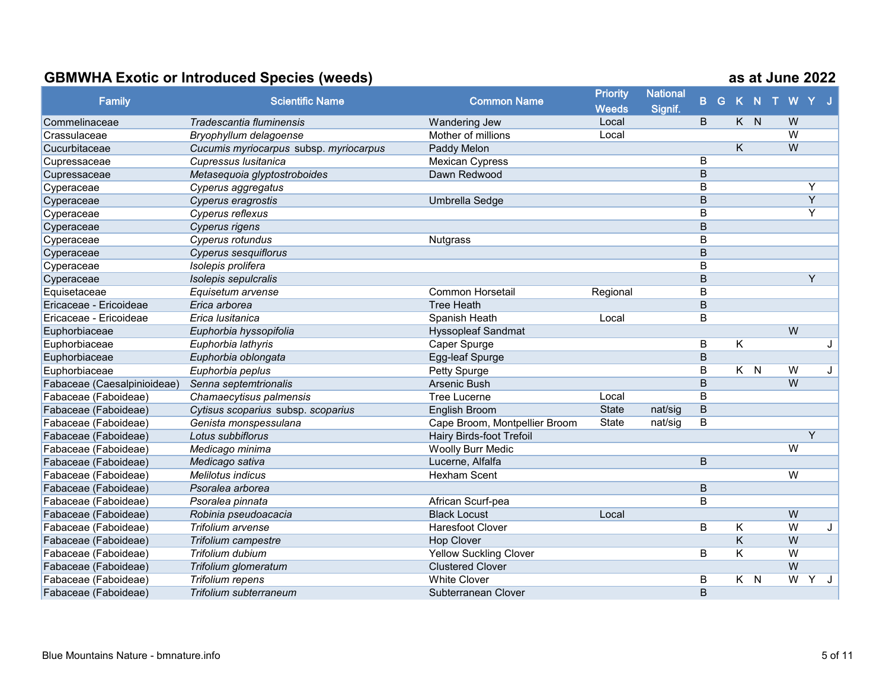## GBMWHA Exotic or Introduced Species (weeds) — as at June 2022

| Family | Scientific Name | Common Name | Priority Weeds | National Signif. | B | G | K | N | T | W | Y | J |
|---|---|---|---|---|---|---|---|---|---|---|---|---|
| Commelinaceae | *Tradescantia fluminensis* | Wandering Jew | Local | | B | | K | N | | W | | |
| Crassulaceae | *Bryophyllum delagoense* | Mother of millions | Local | | | | | | | W | | |
| Cucurbitaceae | *Cucumis myriocarpus* subsp. *myriocarpus* | Paddy Melon | | | | | K | | | W | | |
| Cupressaceae | *Cupressus lusitanica* | Mexican Cypress | | | B | | | | | | | |
| Cupressaceae | *Metasequoia glyptostroboides* | Dawn Redwood | | | B | | | | | | | |
| Cyperaceae | *Cyperus aggregatus* | | | | B | | | | | | Y | |
| Cyperaceae | *Cyperus eragrostis* | Umbrella Sedge | | | B | | | | | | Y | |
| Cyperaceae | *Cyperus reflexus* | | | | B | | | | | | Y | |
| Cyperaceae | *Cyperus rigens* | | | | B | | | | | | | |
| Cyperaceae | *Cyperus rotundus* | Nutgrass | | | B | | | | | | | |
| Cyperaceae | *Cyperus sesquiflorus* | | | | B | | | | | | | |
| Cyperaceae | *Isolepis prolifera* | | | | B | | | | | | | |
| Cyperaceae | *Isolepis sepulcralis* | | | | B | | | | | | Y | |
| Equisetaceae | *Equisetum arvense* | Common Horsetail | Regional | | B | | | | | | | |
| Ericaceae - Ericoideae | *Erica arborea* | Tree Heath | | | B | | | | | | | |
| Ericaceae - Ericoideae | *Erica lusitanica* | Spanish Heath | Local | | B | | | | | | | |
| Euphorbiaceae | *Euphorbia hyssopifolia* | Hyssopleaf Sandmat | | | | | | | | W | | |
| Euphorbiaceae | *Euphorbia lathyris* | Caper Spurge | | | B | | K | | | | | J |
| Euphorbiaceae | *Euphorbia oblongata* | Egg-leaf Spurge | | | B | | | | | | | |
| Euphorbiaceae | *Euphorbia peplus* | Petty Spurge | | | B | | K | N | | W | | J |
| Fabaceae (Caesalpinioideae) | *Senna septemtrionalis* | Arsenic Bush | | | B | | | | | W | | |
| Fabaceae (Faboideae) | *Chamaecytisus palmensis* | Tree Lucerne | Local | | B | | | | | | | |
| Fabaceae (Faboideae) | *Cytisus scoparius* subsp. *scoparius* | English Broom | State | nat/sig | B | | | | | | | |
| Fabaceae (Faboideae) | *Genista monspessulana* | Cape Broom, Montpellier Broom | State | nat/sig | B | | | | | | | |
| Fabaceae (Faboideae) | *Lotus subbiflorus* | Hairy Birds-foot Trefoil | | | | | | | | | Y | |
| Fabaceae (Faboideae) | *Medicago minima* | Woolly Burr Medic | | | | | | | | W | | |
| Fabaceae (Faboideae) | *Medicago sativa* | Lucerne, Alfalfa | | | B | | | | | | | |
| Fabaceae (Faboideae) | *Melilotus indicus* | Hexham Scent | | | | | | | | W | | |
| Fabaceae (Faboideae) | *Psoralea arborea* | | | | B | | | | | | | |
| Fabaceae (Faboideae) | *Psoralea pinnata* | African Scurf-pea | | | B | | | | | | | |
| Fabaceae (Faboideae) | *Robinia pseudoacacia* | Black Locust | Local | | | | | | | W | | |
| Fabaceae (Faboideae) | *Trifolium arvense* | Haresfoot Clover | | | B | | K | | | W | | J |
| Fabaceae (Faboideae) | *Trifolium campestre* | Hop Clover | | | | | K | | | W | | |
| Fabaceae (Faboideae) | *Trifolium dubium* | Yellow Suckling Clover | | | B | | K | | | W | | |
| Fabaceae (Faboideae) | *Trifolium glomeratum* | Clustered Clover | | | | | | | | W | | |
| Fabaceae (Faboideae) | *Trifolium repens* | White Clover | | | B | | K | N | | W | Y | J |
| Fabaceae (Faboideae) | *Trifolium subterraneum* | Subterranean Clover | | | B | | | | | | | |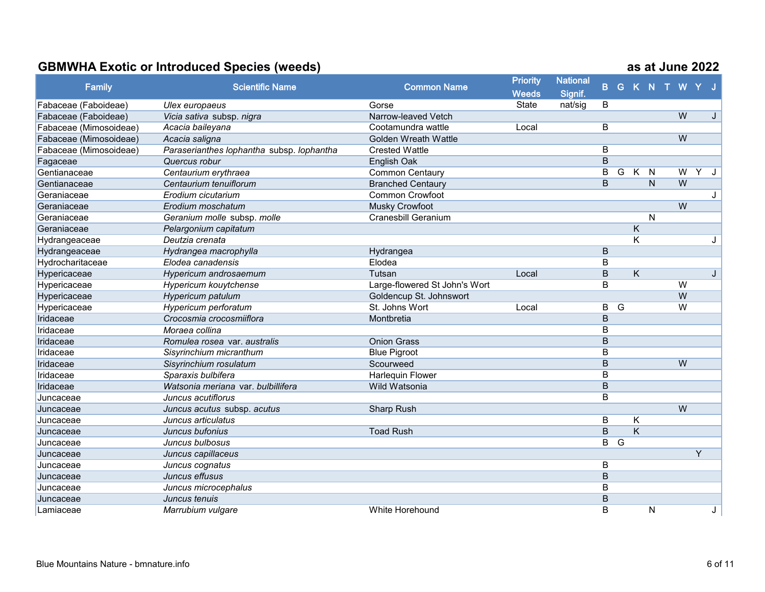## GBMWHA Exotic or Introduced Species (weeds) — as at June 2022

| Family | Scientific Name | Common Name | Priority Weeds | National Signif. | B | G | K | N | T | W | Y | J |
|---|---|---|---|---|---|---|---|---|---|---|---|---|
| Fabaceae (Faboideae) | *Ulex europaeus* | Gorse | State | nat/sig | B | | | | | | | |
| Fabaceae (Faboideae) | *Vicia sativa* subsp. *nigra* | Narrow-leaved Vetch | | | | | | | | W | | J |
| Fabaceae (Mimosoideae) | *Acacia baileyana* | Cootamundra wattle | Local | | B | | | | | | | |
| Fabaceae (Mimosoideae) | *Acacia saligna* | Golden Wreath Wattle | | | | | | | | W | | |
| Fabaceae (Mimosoideae) | *Paraserianthes lophantha* subsp. *lophantha* | Crested Wattle | | | B | | | | | | | |
| Fagaceae | *Quercus robur* | English Oak | | | B | | | | | | | |
| Gentianaceae | *Centaurium erythraea* | Common Centaury | | | B | G | K | N | | W | Y | J |
| Gentianaceae | *Centaurium tenuiflorum* | Branched Centaury | | | B | | | N | | W | | |
| Geraniaceae | *Erodium cicutarium* | Common Crowfoot | | | | | | | | | | J |
| Geraniaceae | *Erodium moschatum* | Musky Crowfoot | | | | | | | | W | | |
| Geraniaceae | *Geranium molle* subsp. *molle* | Cranesbill Geranium | | | | | | N | | | | |
| Geraniaceae | *Pelargonium capitatum* | | | | | | K | | | | | |
| Hydrangeaceae | *Deutzia crenata* | | | | | | K | | | | | J |
| Hydrangeaceae | *Hydrangea macrophylla* | Hydrangea | | | B | | | | | | | |
| Hydrocharitaceae | *Elodea canadensis* | Elodea | | | B | | | | | | | |
| Hypericaceae | *Hypericum androsaemum* | Tutsan | Local | | B | | K | | | | | J |
| Hypericaceae | *Hypericum kouytchense* | Large-flowered St John's Wort | | | B | | | | | W | | |
| Hypericaceae | *Hypericum patulum* | Goldencup St. Johnswort | | | | | | | | W | | |
| Hypericaceae | *Hypericum perforatum* | St. Johns Wort | Local | | B | G | | | | W | | |
| Iridaceae | *Crocosmia crocosmiiflora* | Montbretia | | | B | | | | | | | |
| Iridaceae | *Moraea collina* | | | | B | | | | | | | |
| Iridaceae | *Romulea rosea* var. *australis* | Onion Grass | | | B | | | | | | | |
| Iridaceae | *Sisyrinchium micranthum* | Blue Pigroot | | | B | | | | | | | |
| Iridaceae | *Sisyrinchium rosulatum* | Scourweed | | | B | | | | | W | | |
| Iridaceae | *Sparaxis bulbifera* | Harlequin Flower | | | B | | | | | | | |
| Iridaceae | *Watsonia meriana* var. *bulbillifera* | Wild Watsonia | | | B | | | | | | | |
| Juncaceae | *Juncus acutiflorus* | | | | B | | | | | | | |
| Juncaceae | *Juncus acutus* subsp. *acutus* | Sharp Rush | | | | | | | | W | | |
| Juncaceae | *Juncus articulatus* | | | | B | | K | | | | | |
| Juncaceae | *Juncus bufonius* | Toad Rush | | | B | | K | | | | | |
| Juncaceae | *Juncus bulbosus* | | | | B | G | | | | | | |
| Juncaceae | *Juncus capillaceus* | | | | | | | | | | Y | |
| Juncaceae | *Juncus cognatus* | | | | B | | | | | | | |
| Juncaceae | *Juncus effusus* | | | | B | | | | | | | |
| Juncaceae | *Juncus microcephalus* | | | | B | | | | | | | |
| Juncaceae | *Juncus tenuis* | | | | B | | | | | | | |
| Lamiaceae | *Marrubium vulgare* | White Horehound | | | B | | | N | | | | J |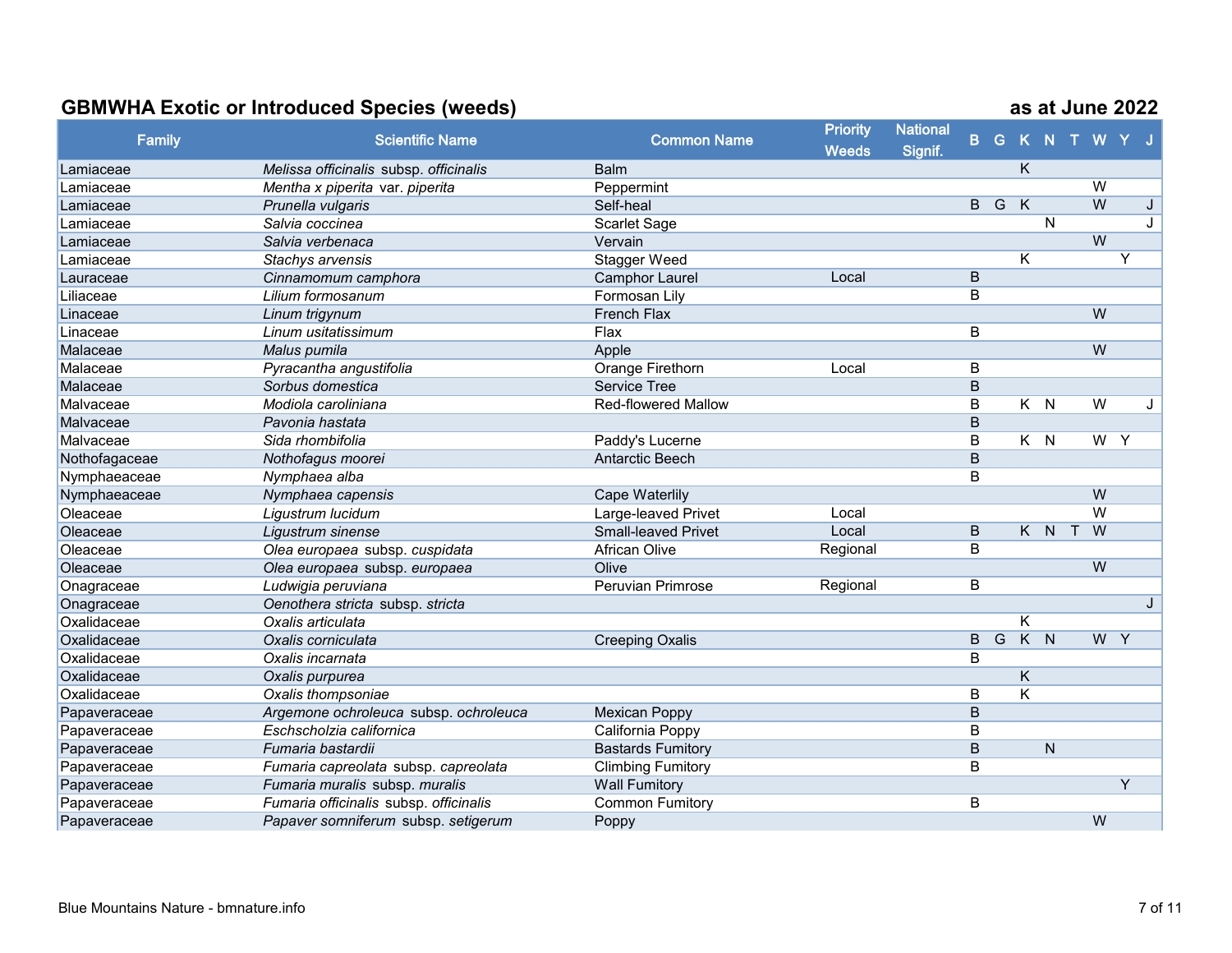## GBMWHA Exotic or Introduced Species (weeds) — as at June 2022

| Family | Scientific Name | Common Name | Priority Weeds | National Signif. | B | G | K | N | T | W | Y | J |
|---|---|---|---|---|---|---|---|---|---|---|---|---|
| Lamiaceae | *Melissa officinalis* subsp. *officinalis* | Balm | | | | | K | | | | | |
| Lamiaceae | *Mentha x piperita* var. *piperita* | Peppermint | | | | | | | | W | | |
| Lamiaceae | *Prunella vulgaris* | Self-heal | | | B | G | K | | | W | | J |
| Lamiaceae | *Salvia coccinea* | Scarlet Sage | | | | | | N | | | | J |
| Lamiaceae | *Salvia verbenaca* | Vervain | | | | | | | | W | | |
| Lamiaceae | *Stachys arvensis* | Stagger Weed | | | | | K | | | | Y | |
| Lauraceae | *Cinnamomum camphora* | Camphor Laurel | Local | | B | | | | | | | |
| Liliaceae | *Lilium formosanum* | Formosan Lily | | | B | | | | | | | |
| Linaceae | *Linum trigynum* | French Flax | | | | | | | | W | | |
| Linaceae | *Linum usitatissimum* | Flax | | | B | | | | | | | |
| Malaceae | *Malus pumila* | Apple | | | | | | | | W | | |
| Malaceae | *Pyracantha angustifolia* | Orange Firethorn | Local | | B | | | | | | | |
| Malaceae | *Sorbus domestica* | Service Tree | | | B | | | | | | | |
| Malvaceae | *Modiola caroliniana* | Red-flowered Mallow | | | B | | K | N | | W | | J |
| Malvaceae | *Pavonia hastata* | | | | B | | | | | | | |
| Malvaceae | *Sida rhombifolia* | Paddy's Lucerne | | | B | | K | N | | W | Y | |
| Nothofagaceae | *Nothofagus moorei* | Antarctic Beech | | | B | | | | | | | |
| Nymphaeaceae | *Nymphaea alba* | | | | B | | | | | | | |
| Nymphaeaceae | *Nymphaea capensis* | Cape Waterlily | | | | | | | | W | | |
| Oleaceae | *Ligustrum lucidum* | Large-leaved Privet | Local | | | | | | | W | | |
| Oleaceae | *Ligustrum sinense* | Small-leaved Privet | Local | | B | | K | N | T | W | | |
| Oleaceae | *Olea europaea* subsp. *cuspidata* | African Olive | Regional | | B | | | | | | | |
| Oleaceae | *Olea europaea* subsp. *europaea* | Olive | | | | | | | | W | | |
| Onagraceae | *Ludwigia peruviana* | Peruvian Primrose | Regional | | B | | | | | | | |
| Onagraceae | *Oenothera stricta* subsp. *stricta* | | | | | | | | | | | J |
| Oxalidaceae | *Oxalis articulata* | | | | | | K | | | | | |
| Oxalidaceae | *Oxalis corniculata* | Creeping Oxalis | | | B | G | K | N | | W | Y | |
| Oxalidaceae | *Oxalis incarnata* | | | | B | | | | | | | |
| Oxalidaceae | *Oxalis purpurea* | | | | | | K | | | | | |
| Oxalidaceae | *Oxalis thompsoniae* | | | | B | | K | | | | | |
| Papaveraceae | *Argemone ochroleuca* subsp. *ochroleuca* | Mexican Poppy | | | B | | | | | | | |
| Papaveraceae | *Eschscholzia californica* | California Poppy | | | B | | | | | | | |
| Papaveraceae | *Fumaria bastardii* | Bastards Fumitory | | | B | | | N | | | | |
| Papaveraceae | *Fumaria capreolata* subsp. *capreolata* | Climbing Fumitory | | | B | | | | | | | |
| Papaveraceae | *Fumaria muralis* subsp. *muralis* | Wall Fumitory | | | | | | | | | Y | |
| Papaveraceae | *Fumaria officinalis* subsp. *officinalis* | Common Fumitory | | | B | | | | | | | |
| Papaveraceae | *Papaver somniferum* subsp. *setigerum* | Poppy | | | | | | | | W | | |

Blue Mountains Nature - bmnature.info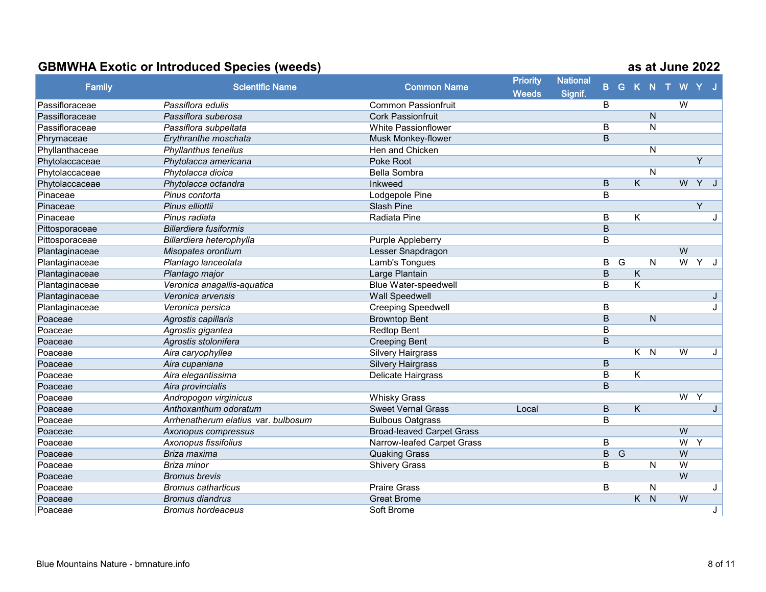## GBMWHA Exotic or Introduced Species (weeds) — as at June 2022

| Family | Scientific Name | Common Name | Priority Weeds | National Signif. | B | G | K | N | T | W | Y | J |
|---|---|---|---|---|---|---|---|---|---|---|---|---|
| Passifloraceae | *Passiflora edulis* | Common Passionfruit | | | B | | | | | W | | |
| Passifloraceae | *Passiflora suberosa* | Cork Passionfruit | | | | | | N | | | | |
| Passifloraceae | *Passiflora subpeltata* | White Passionflower | | | B | | | N | | | | |
| Phrymaceae | *Erythranthe moschata* | Musk Monkey-flower | | | B | | | | | | | |
| Phyllanthaceae | *Phyllanthus tenellus* | Hen and Chicken | | | | | | N | | | | |
| Phytolaccaceae | *Phytolacca americana* | Poke Root | | | | | | | | | Y | |
| Phytolaccaceae | *Phytolacca dioica* | Bella Sombra | | | | | | N | | | | |
| Phytolaccaceae | *Phytolacca octandra* | Inkweed | | | B | | K | | | W | Y | J |
| Pinaceae | *Pinus contorta* | Lodgepole Pine | | | B | | | | | | | |
| Pinaceae | *Pinus elliottii* | Slash Pine | | | | | | | | | Y | |
| Pinaceae | *Pinus radiata* | Radiata Pine | | | B | | K | | | | | J |
| Pittosporaceae | *Billardiera fusiformis* | | | | B | | | | | | | |
| Pittosporaceae | *Billardiera heterophylla* | Purple Appleberry | | | B | | | | | | | |
| Plantaginaceae | *Misopates orontium* | Lesser Snapdragon | | | | | | | | W | | |
| Plantaginaceae | *Plantago lanceolata* | Lamb's Tongues | | | B | G | | N | | W | Y | J |
| Plantaginaceae | *Plantago major* | Large Plantain | | | B | | K | | | | | |
| Plantaginaceae | *Veronica anagallis-aquatica* | Blue Water-speedwell | | | B | | K | | | | | |
| Plantaginaceae | *Veronica arvensis* | Wall Speedwell | | | | | | | | | | J |
| Plantaginaceae | *Veronica persica* | Creeping Speedwell | | | B | | | | | | | J |
| Poaceae | *Agrostis capillaris* | Browntop Bent | | | B | | | N | | | | |
| Poaceae | *Agrostis gigantea* | Redtop Bent | | | B | | | | | | | |
| Poaceae | *Agrostis stolonifera* | Creeping Bent | | | B | | | | | | | |
| Poaceae | *Aira caryophyllea* | Silvery Hairgrass | | | | | K | N | | W | | J |
| Poaceae | *Aira cupaniana* | Silvery Hairgrass | | | B | | | | | | | |
| Poaceae | *Aira elegantissima* | Delicate Hairgrass | | | B | | K | | | | | |
| Poaceae | *Aira provincialis* | | | | B | | | | | | | |
| Poaceae | *Andropogon virginicus* | Whisky Grass | | | | | | | | W | Y | |
| Poaceae | *Anthoxanthum odoratum* | Sweet Vernal Grass | Local | | B | | K | | | | | J |
| Poaceae | *Arrhenatherum elatius* var. *bulbosum* | Bulbous Oatgrass | | | B | | | | | | | |
| Poaceae | *Axonopus compressus* | Broad-leaved Carpet Grass | | | | | | | | W | | |
| Poaceae | *Axonopus fissifolius* | Narrow-leafed Carpet Grass | | | B | | | | | W | Y | |
| Poaceae | *Briza maxima* | Quaking Grass | | | B | G | | | | W | | |
| Poaceae | *Briza minor* | Shivery Grass | | | B | | | N | | W | | |
| Poaceae | *Bromus brevis* | | | | | | | | | W | | |
| Poaceae | *Bromus catharticus* | Praire Grass | | | B | | | N | | | | J |
| Poaceae | *Bromus diandrus* | Great Brome | | | | | K | N | | W | | |
| Poaceae | *Bromus hordeaceus* | Soft Brome | | | | | | | | | | J |

Blue Mountains Nature - bmnature.info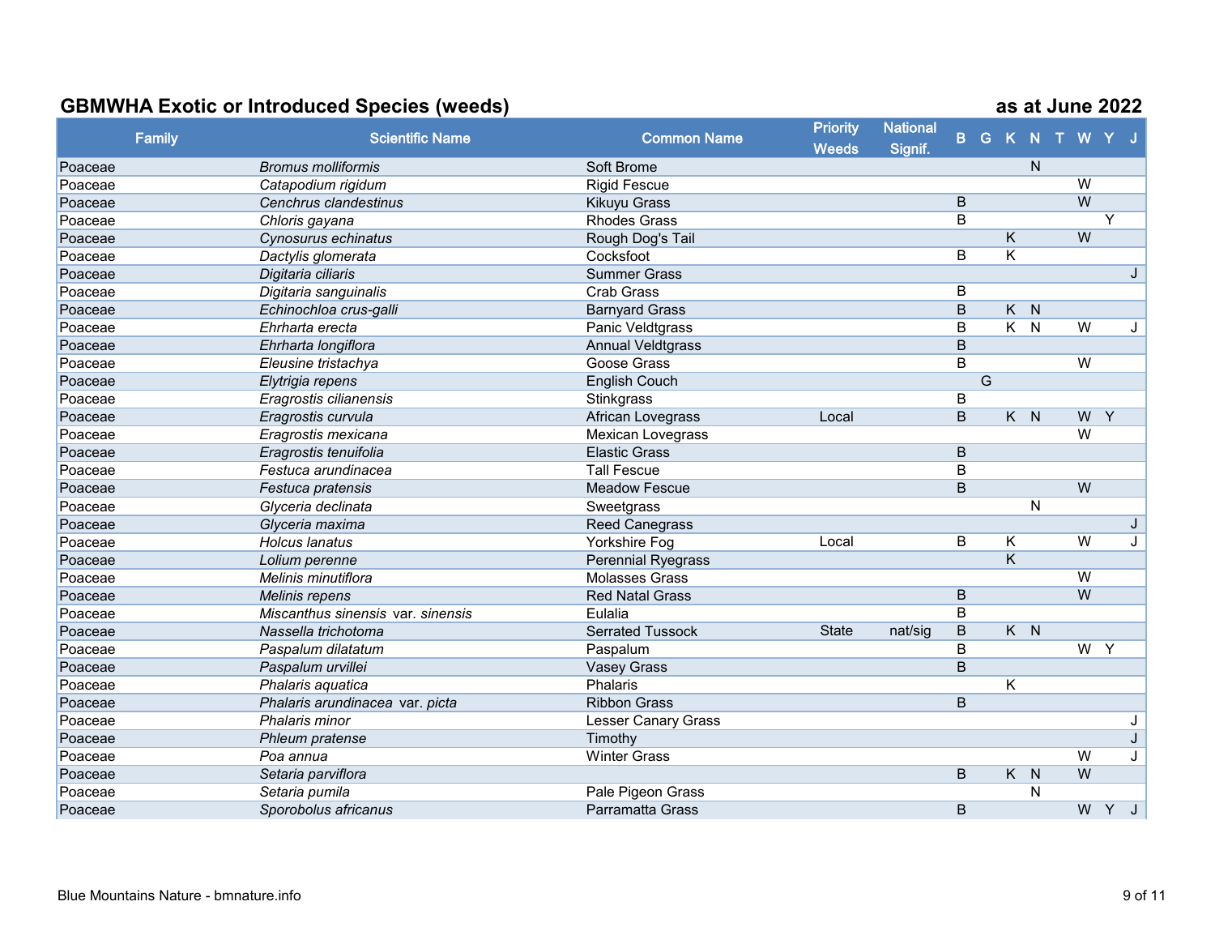## GBMWHA Exotic or Introduced Species (weeds) as at June 2022

| Family | Scientific Name | Common Name | Priority Weeds | National Signif. | B | G | K | N | T | W | Y | J |
|---|---|---|---|---|---|---|---|---|---|---|---|---|
| Poaceae | *Bromus molliformis* | Soft Brome | | | | | | N | | | | |
| Poaceae | *Catapodium rigidum* | Rigid Fescue | | | | | | | | W | | |
| Poaceae | *Cenchrus clandestinus* | Kikuyu Grass | | | B | | | | | W | | |
| Poaceae | *Chloris gayana* | Rhodes Grass | | | B | | | | | | Y | |
| Poaceae | *Cynosurus echinatus* | Rough Dog's Tail | | | | | K | | | W | | |
| Poaceae | *Dactylis glomerata* | Cocksfoot | | | B | | K | | | | | |
| Poaceae | *Digitaria ciliaris* | Summer Grass | | | | | | | | | | J |
| Poaceae | *Digitaria sanguinalis* | Crab Grass | | | B | | | | | | | |
| Poaceae | *Echinochloa crus-galli* | Barnyard Grass | | | B | | K | N | | | | |
| Poaceae | *Ehrharta erecta* | Panic Veldtgrass | | | B | | K | N | | W | | J |
| Poaceae | *Ehrharta longiflora* | Annual Veldtgrass | | | B | | | | | | | |
| Poaceae | *Eleusine tristachya* | Goose Grass | | | B | | | | | W | | |
| Poaceae | *Elytrigia repens* | English Couch | | | | G | | | | | | |
| Poaceae | *Eragrostis cilianensis* | Stinkgrass | | | B | | | | | | | |
| Poaceae | *Eragrostis curvula* | African Lovegrass | Local | | B | | K | N | | W | Y | |
| Poaceae | *Eragrostis mexicana* | Mexican Lovegrass | | | | | | | | W | | |
| Poaceae | *Eragrostis tenuifolia* | Elastic Grass | | | B | | | | | | | |
| Poaceae | *Festuca arundinacea* | Tall Fescue | | | B | | | | | | | |
| Poaceae | *Festuca pratensis* | Meadow Fescue | | | B | | | | | W | | |
| Poaceae | *Glyceria declinata* | Sweetgrass | | | | | | N | | | | |
| Poaceae | *Glyceria maxima* | Reed Canegrass | | | | | | | | | | J |
| Poaceae | *Holcus lanatus* | Yorkshire Fog | Local | | B | | K | | | W | | J |
| Poaceae | *Lolium perenne* | Perennial Ryegrass | | | | | K | | | | | |
| Poaceae | *Melinis minutiflora* | Molasses Grass | | | | | | | | W | | |
| Poaceae | *Melinis repens* | Red Natal Grass | | | B | | | | | W | | |
| Poaceae | *Miscanthus sinensis* var. *sinensis* | Eulalia | | | B | | | | | | | |
| Poaceae | *Nassella trichotoma* | Serrated Tussock | State | nat/sig | B | | K | N | | | | |
| Poaceae | *Paspalum dilatatum* | Paspalum | | | B | | | | | W | Y | |
| Poaceae | *Paspalum urvillei* | Vasey Grass | | | B | | | | | | | |
| Poaceae | *Phalaris aquatica* | Phalaris | | | | | K | | | | | |
| Poaceae | *Phalaris arundinacea* var. *picta* | Ribbon Grass | | | B | | | | | | | |
| Poaceae | *Phalaris minor* | Lesser Canary Grass | | | | | | | | | | J |
| Poaceae | *Phleum pratense* | Timothy | | | | | | | | | | J |
| Poaceae | *Poa annua* | Winter Grass | | | | | | | | W | | J |
| Poaceae | *Setaria parviflora* | | | | B | | K | N | | W | | |
| Poaceae | *Setaria pumila* | Pale Pigeon Grass | | | | | | N | | | | |
| Poaceae | *Sporobolus africanus* | Parramatta Grass | | | B | | | | | W | Y | J |

Blue Mountains Nature - bmnature.info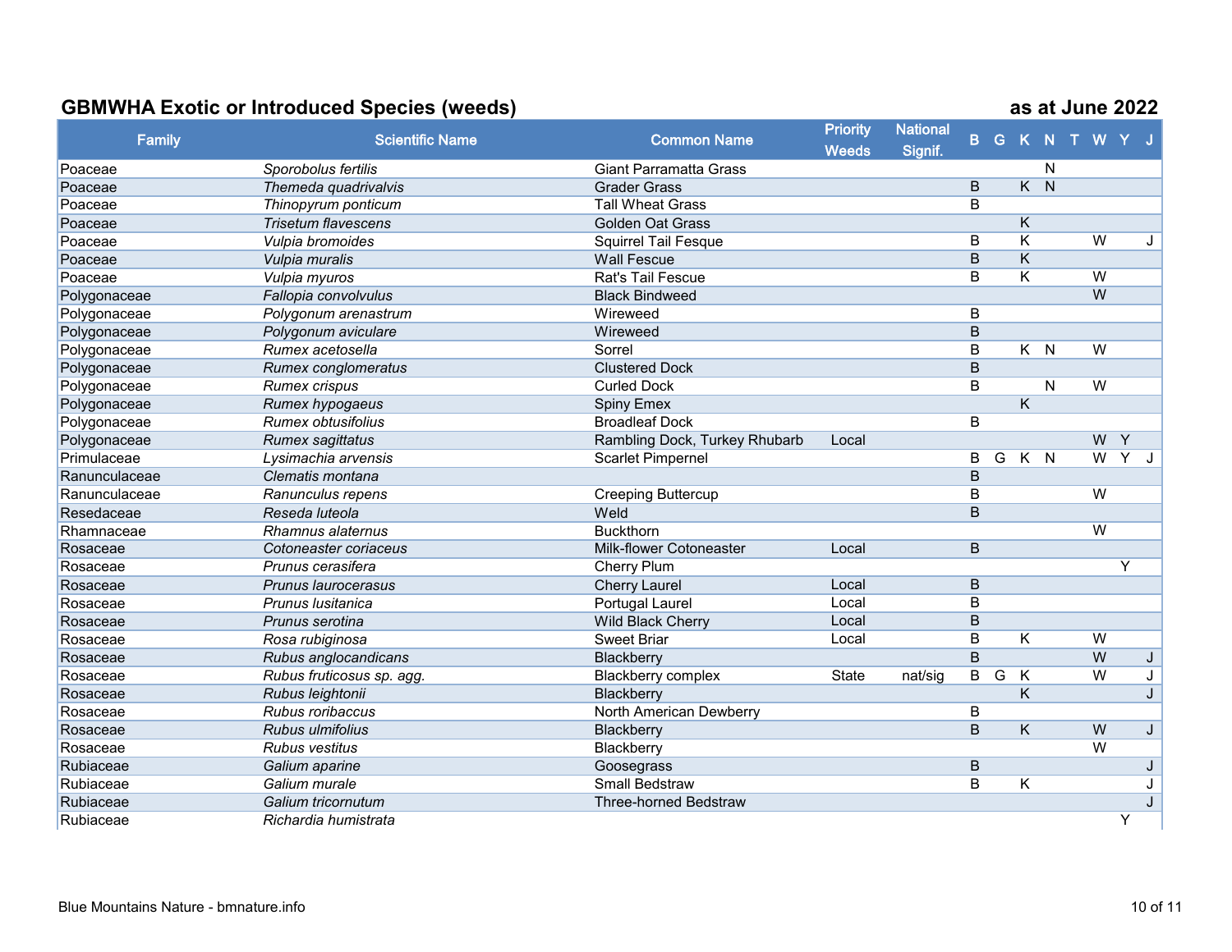## GBMWHA Exotic or Introduced Species (weeds) — as at June 2022

| Family | Scientific Name | Common Name | Priority Weeds | National Signif. | B | G | K | N | T | W | Y | J |
|---|---|---|---|---|---|---|---|---|---|---|---|---|
| Poaceae | *Sporobolus fertilis* | Giant Parramatta Grass | | | | | | N | | | | |
| Poaceae | *Themeda quadrivalvis* | Grader Grass | | | B | | K | N | | | | |
| Poaceae | *Thinopyrum ponticum* | Tall Wheat Grass | | | B | | | | | | | |
| Poaceae | *Trisetum flavescens* | Golden Oat Grass | | | | | K | | | | | |
| Poaceae | *Vulpia bromoides* | Squirrel Tail Fesque | | | B | | K | | | W | | J |
| Poaceae | *Vulpia muralis* | Wall Fescue | | | B | | K | | | | | |
| Poaceae | *Vulpia myuros* | Rat's Tail Fescue | | | B | | K | | | W | | |
| Polygonaceae | *Fallopia convolvulus* | Black Bindweed | | | | | | | | W | | |
| Polygonaceae | *Polygonum arenastrum* | Wireweed | | | B | | | | | | | |
| Polygonaceae | *Polygonum aviculare* | Wireweed | | | B | | | | | | | |
| Polygonaceae | *Rumex acetosella* | Sorrel | | | B | | K | N | | W | | |
| Polygonaceae | *Rumex conglomeratus* | Clustered Dock | | | B | | | | | | | |
| Polygonaceae | *Rumex crispus* | Curled Dock | | | B | | | N | | W | | |
| Polygonaceae | *Rumex hypogaeus* | Spiny Emex | | | | | K | | | | | |
| Polygonaceae | *Rumex obtusifolius* | Broadleaf Dock | | | B | | | | | | | |
| Polygonaceae | *Rumex sagittatus* | Rambling Dock, Turkey Rhubarb | Local | | | | | | | W | Y | |
| Primulaceae | *Lysimachia arvensis* | Scarlet Pimpernel | | | B | G | K | N | | W | Y | J |
| Ranunculaceae | *Clematis montana* | | | | B | | | | | | | |
| Ranunculaceae | *Ranunculus repens* | Creeping Buttercup | | | B | | | | | W | | |
| Resedaceae | *Reseda luteola* | Weld | | | B | | | | | | | |
| Rhamnaceae | *Rhamnus alaternus* | Buckthorn | | | | | | | | W | | |
| Rosaceae | *Cotoneaster coriaceus* | Milk-flower Cotoneaster | Local | | B | | | | | | | |
| Rosaceae | *Prunus cerasifera* | Cherry Plum | | | | | | | | | Y | |
| Rosaceae | *Prunus laurocerasus* | Cherry Laurel | Local | | B | | | | | | | |
| Rosaceae | *Prunus lusitanica* | Portugal Laurel | Local | | B | | | | | | | |
| Rosaceae | *Prunus serotina* | Wild Black Cherry | Local | | B | | | | | | | |
| Rosaceae | *Rosa rubiginosa* | Sweet Briar | Local | | B | | K | | | W | | |
| Rosaceae | *Rubus anglocandicans* | Blackberry | | | B | | | | | W | | J |
| Rosaceae | *Rubus fruticosus sp. agg.* | Blackberry complex | State | nat/sig | B | G | K | | | W | | J |
| Rosaceae | *Rubus leightonii* | Blackberry | | | | | K | | | | | J |
| Rosaceae | *Rubus roribaccus* | North American Dewberry | | | B | | | | | | | |
| Rosaceae | *Rubus ulmifolius* | Blackberry | | | B | | K | | | W | | J |
| Rosaceae | *Rubus vestitus* | Blackberry | | | | | | | | W | | |
| Rubiaceae | *Galium aparine* | Goosegrass | | | B | | | | | | | J |
| Rubiaceae | *Galium murale* | Small Bedstraw | | | B | | K | | | | | J |
| Rubiaceae | *Galium tricornutum* | Three-horned Bedstraw | | | | | | | | | | J |
| Rubiaceae | *Richardia humistrata* | | | | | | | | | | Y | |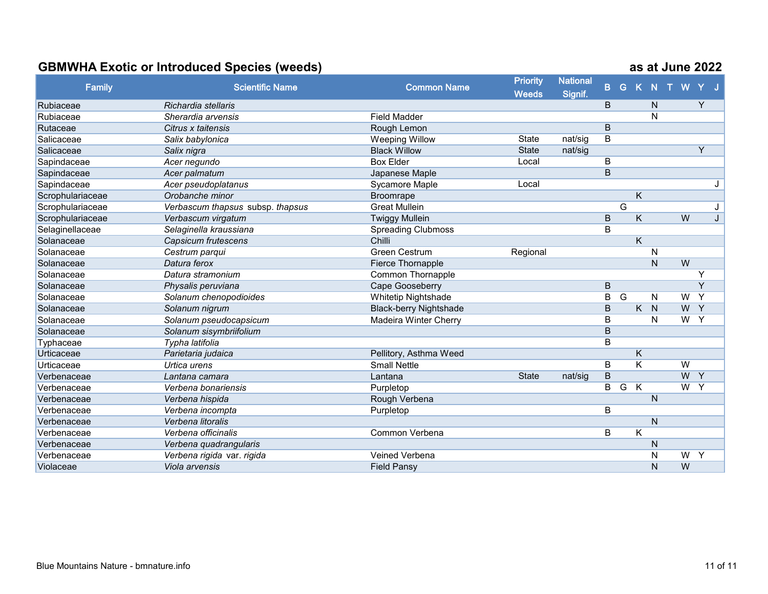## GBMWHA Exotic or Introduced Species (weeds) — as at June 2022

| Family | Scientific Name | Common Name | Priority Weeds | National Signif. | B | G | K | N | T | W | Y | J |
|---|---|---|---|---|---|---|---|---|---|---|---|---|
| Rubiaceae | *Richardia stellaris* | | | | B | | | N | | | Y | |
| Rubiaceae | *Sherardia arvensis* | Field Madder | | | | | | N | | | | |
| Rutaceae | *Citrus x taitensis* | Rough Lemon | | | B | | | | | | | |
| Salicaceae | *Salix babylonica* | Weeping Willow | State | nat/sig | B | | | | | | | |
| Salicaceae | *Salix nigra* | Black Willow | State | nat/sig | | | | | | | Y | |
| Sapindaceae | *Acer negundo* | Box Elder | Local | | B | | | | | | | |
| Sapindaceae | *Acer palmatum* | Japanese Maple | | | B | | | | | | | |
| Sapindaceae | *Acer pseudoplatanus* | Sycamore Maple | Local | | | | | | | | | J |
| Scrophulariaceae | *Orobanche minor* | Broomrape | | | | | K | | | | | |
| Scrophulariaceae | *Verbascum thapsus* subsp. *thapsus* | Great Mullein | | | | G | | | | | | J |
| Scrophulariaceae | *Verbascum virgatum* | Twiggy Mullein | | | B | | K | | | W | | J |
| Selaginellaceae | *Selaginella kraussiana* | Spreading Clubmoss | | | B | | | | | | | |
| Solanaceae | *Capsicum frutescens* | Chilli | | | | | K | | | | | |
| Solanaceae | *Cestrum parqui* | Green Cestrum | Regional | | | | | N | | | | |
| Solanaceae | *Datura ferox* | Fierce Thornapple | | | | | | N | | W | | |
| Solanaceae | *Datura stramonium* | Common Thornapple | | | | | | | | | Y | |
| Solanaceae | *Physalis peruviana* | Cape Gooseberry | | | B | | | | | | Y | |
| Solanaceae | *Solanum chenopodioides* | Whitetip Nightshade | | | B | G | | N | | W | Y | |
| Solanaceae | *Solanum nigrum* | Black-berry Nightshade | | | B | | K | N | | W | Y | |
| Solanaceae | *Solanum pseudocapsicum* | Madeira Winter Cherry | | | B | | | N | | W | Y | |
| Solanaceae | *Solanum sisymbriifolium* | | | | B | | | | | | | |
| Typhaceae | *Typha latifolia* | | | | B | | | | | | | |
| Urticaceae | *Parietaria judaica* | Pellitory, Asthma Weed | | | | | K | | | | | |
| Urticaceae | *Urtica urens* | Small Nettle | | | B | | K | | | W | | |
| Verbenaceae | *Lantana camara* | Lantana | State | nat/sig | B | | | | | W | Y | |
| Verbenaceae | *Verbena bonariensis* | Purpletop | | | B | G | K | | | W | Y | |
| Verbenaceae | *Verbena hispida* | Rough Verbena | | | | | | N | | | | |
| Verbenaceae | *Verbena incompta* | Purpletop | | | B | | | | | | | |
| Verbenaceae | *Verbena litoralis* | | | | | | | N | | | | |
| Verbenaceae | *Verbena officinalis* | Common Verbena | | | B | | K | | | | | |
| Verbenaceae | *Verbena quadrangularis* | | | | | | | N | | | | |
| Verbenaceae | *Verbena rigida* var. *rigida* | Veined Verbena | | | | | | N | | W | Y | |
| Violaceae | *Viola arvensis* | Field Pansy | | | | | | N | | W | | |

Blue Mountains Nature - bmnature.info